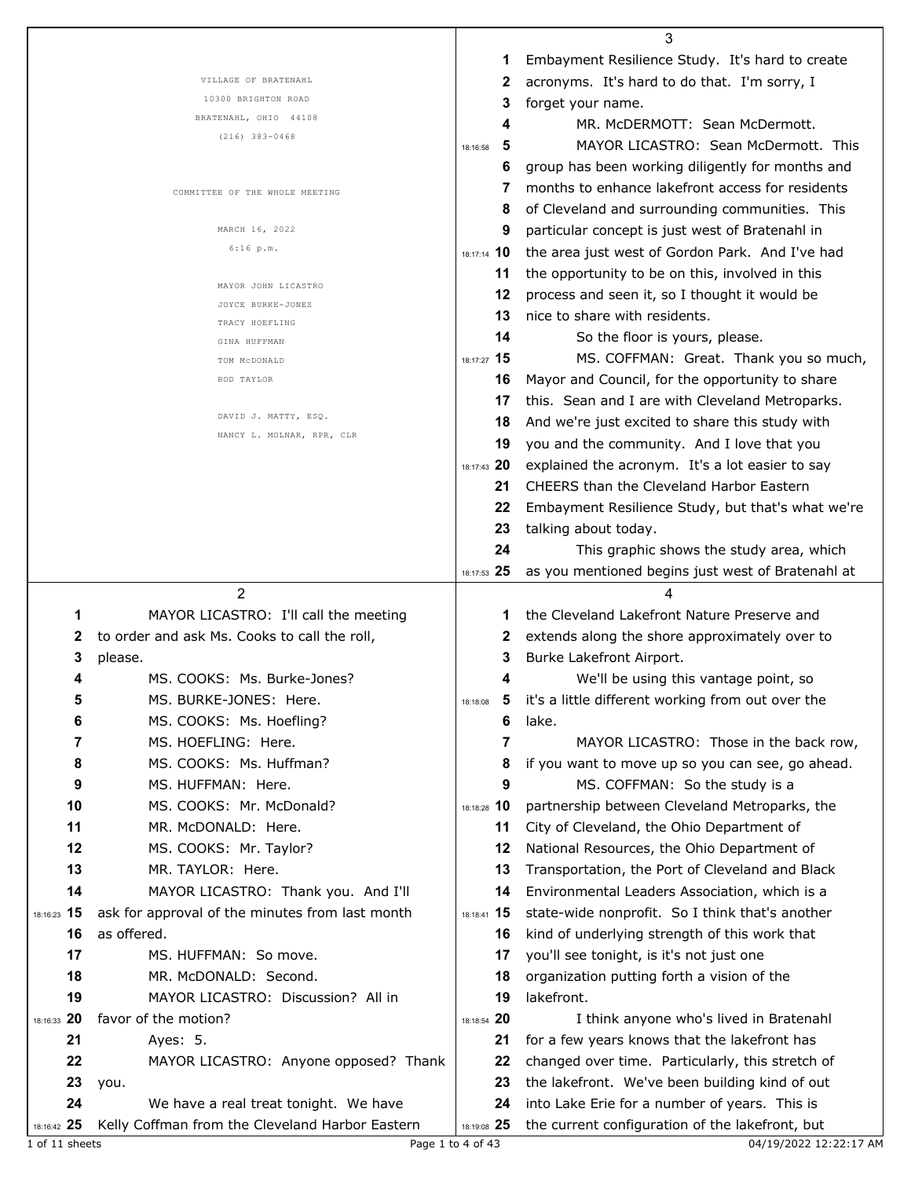VILLAGE OF BRATENAHL
10300 BRIGHTON ROAD
BRATENAHL, OHIO 44108
(216) 383-0468

COMMITTEE OF THE WHOLE MEETING

MARCH 16, 2022
6:16 p.m.

MAYOR JOHN LICASTRO
JOYCE BURKE-JONES
TRACY HOEFLING
GINA HUFFMAN
TOM McDONALD
ROD TAYLOR

DAVID J. MATTY, ESQ.
NANCY L. MOLNAR, RPR, CLR

---

2

1 MAYOR LICASTRO: I'll call the meeting
2 to order and ask Ms. Cooks to call the roll,
3 please.
4 MS. COOKS: Ms. Burke-Jones?
5 MS. BURKE-JONES: Here.
6 MS. COOKS: Ms. Hoefling?
7 MS. HOEFLING: Here.
8 MS. COOKS: Ms. Huffman?
9 MS. HUFFMAN: Here.
10 MS. COOKS: Mr. McDonald?
11 MR. McDONALD: Here.
12 MS. COOKS: Mr. Taylor?
13 MR. TAYLOR: Here.
14 MAYOR LICASTRO: Thank you. And I'll
18:16:23 15 ask for approval of the minutes from last month
16 as offered.
17 MS. HUFFMAN: So move.
18 MR. McDONALD: Second.
19 MAYOR LICASTRO: Discussion? All in
18:16:33 20 favor of the motion?
21 Ayes: 5.
22 MAYOR LICASTRO: Anyone opposed? Thank
23 you.
24 We have a real treat tonight. We have
18:16:42 25 Kelly Coffman from the Cleveland Harbor Eastern

---

3

1 Embayment Resilience Study. It's hard to create
2 acronyms. It's hard to do that. I'm sorry, I
3 forget your name.
4 MR. McDERMOTT: Sean McDermott.
18:16:58 5 MAYOR LICASTRO: Sean McDermott. This
6 group has been working diligently for months and
7 months to enhance lakefront access for residents
8 of Cleveland and surrounding communities. This
9 particular concept is just west of Bratenahl in
18:17:14 10 the area just west of Gordon Park. And I've had
11 the opportunity to be on this, involved in this
12 process and seen it, so I thought it would be
13 nice to share with residents.
14 So the floor is yours, please.
18:17:27 15 MS. COFFMAN: Great. Thank you so much,
16 Mayor and Council, for the opportunity to share
17 this. Sean and I are with Cleveland Metroparks.
18 And we're just excited to share this study with
19 you and the community. And I love that you
18:17:43 20 explained the acronym. It's a lot easier to say
21 CHEERS than the Cleveland Harbor Eastern
22 Embayment Resilience Study, but that's what we're
23 talking about today.
24 This graphic shows the study area, which
18:17:53 25 as you mentioned begins just west of Bratenahl at

---

4

1 the Cleveland Lakefront Nature Preserve and
2 extends along the shore approximately over to
3 Burke Lakefront Airport.
4 We'll be using this vantage point, so
18:18:08 5 it's a little different working from out over the
6 lake.
7 MAYOR LICASTRO: Those in the back row,
8 if you want to move up so you can see, go ahead.
9 MS. COFFMAN: So the study is a
18:18:28 10 partnership between Cleveland Metroparks, the
11 City of Cleveland, the Ohio Department of
12 National Resources, the Ohio Department of
13 Transportation, the Port of Cleveland and Black
14 Environmental Leaders Association, which is a
18:18:41 15 state-wide nonprofit. So I think that's another
16 kind of underlying strength of this work that
17 you'll see tonight, is it's not just one
18 organization putting forth a vision of the
19 lakefront.
18:18:54 20 I think anyone who's lived in Bratenahl
21 for a few years knows that the lakefront has
22 changed over time. Particularly, this stretch of
23 the lakefront. We've been building kind of out
24 into Lake Erie for a number of years. This is
18:19:08 25 the current configuration of the lakefront, but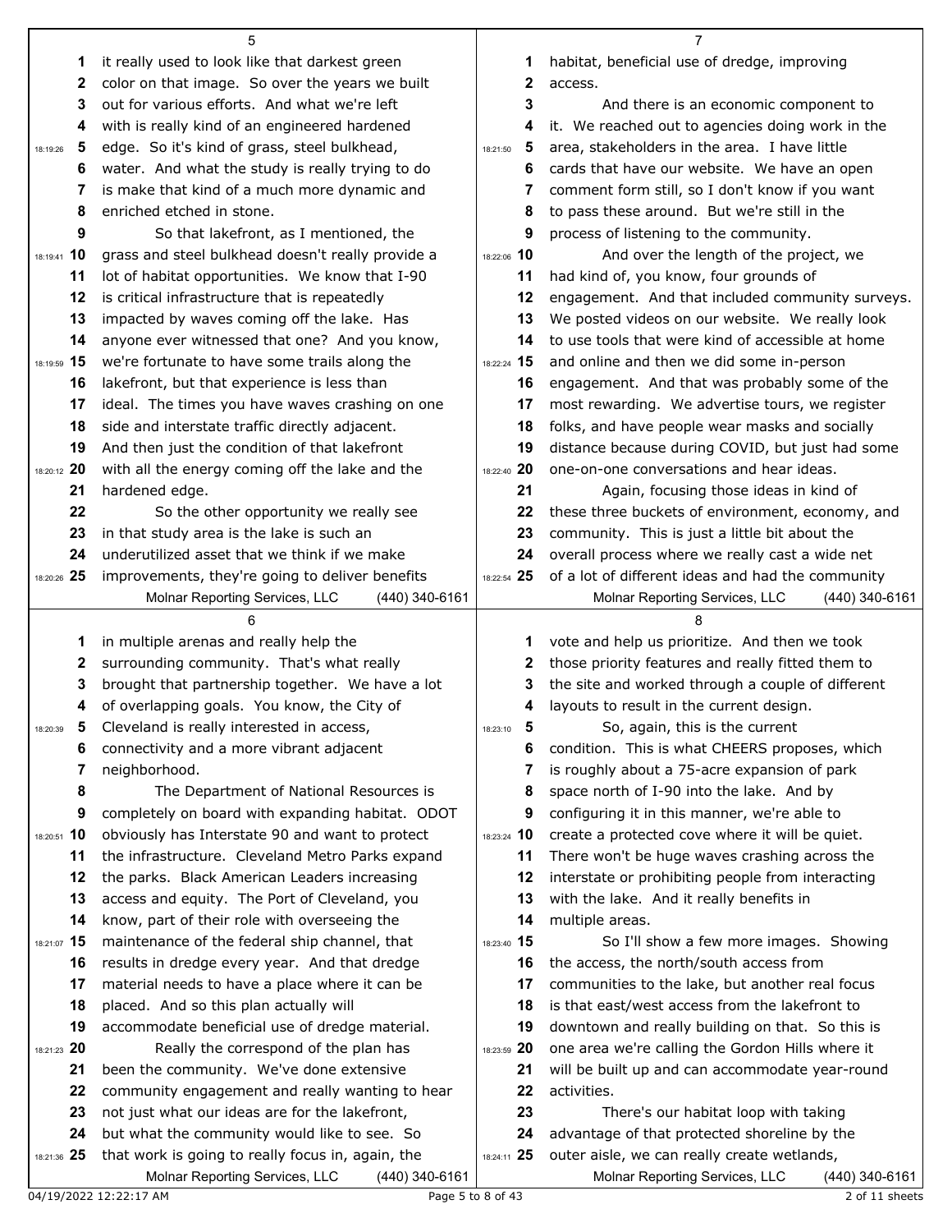it really used to look like that darkest green color on that image. So over the years we built out for various efforts. And what we're left with is really kind of an engineered hardened edge. So it's kind of grass, steel bulkhead, water. And what the study is really trying to do is make that kind of a much more dynamic and enriched etched in stone.

So that lakefront, as I mentioned, the grass and steel bulkhead doesn't really provide a lot of habitat opportunities. We know that I-90 is critical infrastructure that is repeatedly impacted by waves coming off the lake. Has anyone ever witnessed that one? And you know, we're fortunate to have some trails along the lakefront, but that experience is less than ideal. The times you have waves crashing on one side and interstate traffic directly adjacent. And then just the condition of that lakefront with all the energy coming off the lake and the hardened edge.

So the other opportunity we really see in that study area is the lake is such an underutilized asset that we think if we make improvements, they're going to deliver benefits in multiple arenas and really help the surrounding community. That's what really brought that partnership together. We have a lot of overlapping goals. You know, the City of Cleveland is really interested in access, connectivity and a more vibrant adjacent neighborhood.

The Department of National Resources is completely on board with expanding habitat. ODOT obviously has Interstate 90 and want to protect the infrastructure. Cleveland Metro Parks expand the parks. Black American Leaders increasing access and equity. The Port of Cleveland, you know, part of their role with overseeing the maintenance of the federal ship channel, that results in dredge every year. And that dredge material needs to have a place where it can be placed. And so this plan actually will accommodate beneficial use of dredge material.

Really the correspond of the plan has been the community. We've done extensive community engagement and really wanting to hear not just what our ideas are for the lakefront, but what the community would like to see. So that work is going to really focus in, again, the habitat, beneficial use of dredge, improving access.

And there is an economic component to it. We reached out to agencies doing work in the area, stakeholders in the area. I have little cards that have our website. We have an open comment form still, so I don't know if you want to pass these around. But we're still in the process of listening to the community.

And over the length of the project, we had kind of, you know, four grounds of engagement. And that included community surveys. We posted videos on our website. We really look to use tools that were kind of accessible at home and online and then we did some in-person engagement. And that was probably some of the most rewarding. We advertise tours, we register folks, and have people wear masks and socially distance because during COVID, but just had some one-on-one conversations and hear ideas.

Again, focusing those ideas in kind of these three buckets of environment, economy, and community. This is just a little bit about the overall process where we really cast a wide net of a lot of different ideas and had the community vote and help us prioritize. And then we took those priority features and really fitted them to the site and worked through a couple of different layouts to result in the current design.

So, again, this is the current condition. This is what CHEERS proposes, which is roughly about a 75-acre expansion of park space north of I-90 into the lake. And by configuring it in this manner, we're able to create a protected cove where it will be quiet. There won't be huge waves crashing across the interstate or prohibiting people from interacting with the lake. And it really benefits in multiple areas.

So I'll show a few more images. Showing the access, the north/south access from communities to the lake, but another real focus is that east/west access from the lakefront to downtown and really building on that. So this is one area we're calling the Gordon Hills where it will be built up and can accommodate year-round activities.

There's our habitat loop with taking advantage of that protected shoreline by the outer aisle, we can really create wetlands,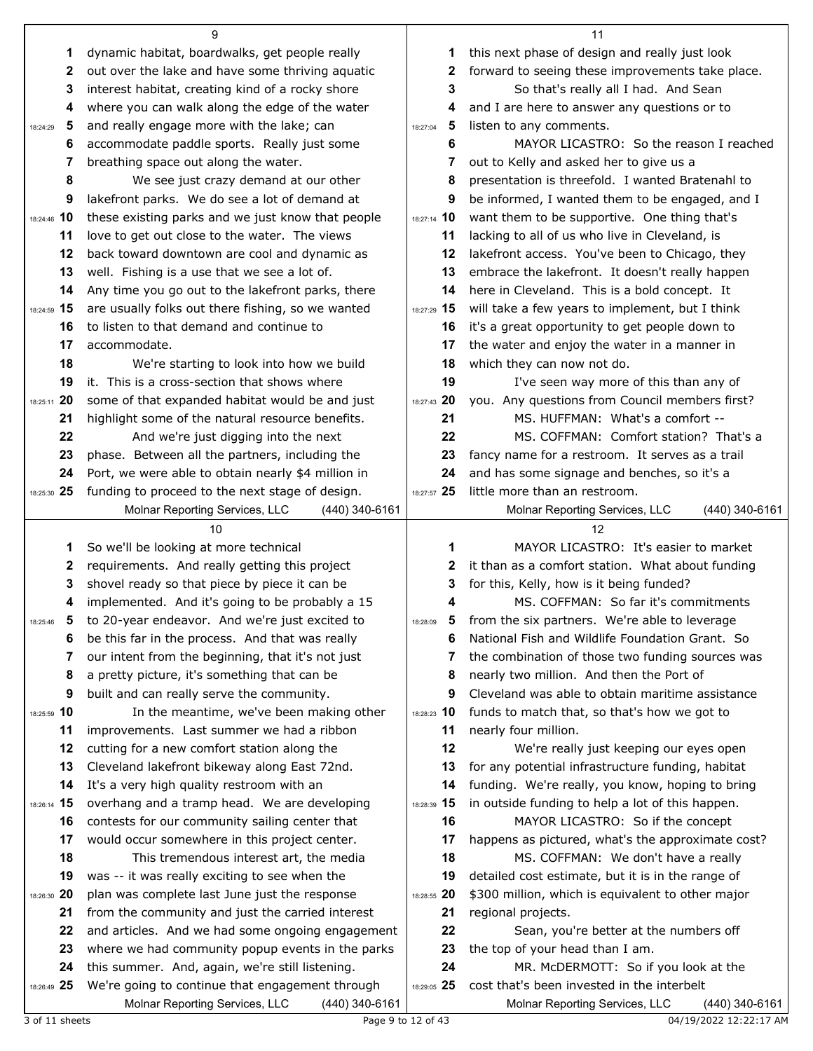dynamic habitat, boardwalks, get people really out over the lake and have some thriving aquatic interest habitat, creating kind of a rocky shore where you can walk along the edge of the water and really engage more with the lake; can accommodate paddle sports. Really just some breathing space out along the water.

We see just crazy demand at our other lakefront parks. We do see a lot of demand at these existing parks and we just know that people love to get out close to the water. The views back toward downtown are cool and dynamic as well. Fishing is a use that we see a lot of. Any time you go out to the lakefront parks, there are usually folks out there fishing, so we wanted to listen to that demand and continue to accommodate.

We're starting to look into how we build it. This is a cross-section that shows where some of that expanded habitat would be and just highlight some of the natural resource benefits.

And we're just digging into the next phase. Between all the partners, including the Port, we were able to obtain nearly $4 million in funding to proceed to the next stage of design. So we'll be looking at more technical requirements. And really getting this project shovel ready so that piece by piece it can be implemented. And it's going to be probably a 15 to 20-year endeavor. And we're just excited to be this far in the process. And that was really our intent from the beginning, that it's not just a pretty picture, it's something that can be built and can really serve the community.

In the meantime, we've been making other improvements. Last summer we had a ribbon cutting for a new comfort station along the Cleveland lakefront bikeway along East 72nd. It's a very high quality restroom with an overhang and a tramp head. We are developing contests for our community sailing center that would occur somewhere in this project center.

This tremendous interest art, the media was -- it was really exciting to see when the plan was complete last June just the response from the community and just the carried interest and articles. And we had some ongoing engagement where we had community popup events in the parks this summer. And, again, we're still listening. We're going to continue that engagement through this next phase of design and really just look forward to seeing these improvements take place.

So that's really all I had. And Sean and I are here to answer any questions or to listen to any comments.

MAYOR LICASTRO: So the reason I reached out to Kelly and asked her to give us a presentation is threefold. I wanted Bratenahl to be informed, I wanted them to be engaged, and I want them to be supportive. One thing that's lacking to all of us who live in Cleveland, is lakefront access. You've been to Chicago, they embrace the lakefront. It doesn't really happen here in Cleveland. This is a bold concept. It will take a few years to implement, but I think it's a great opportunity to get people down to the water and enjoy the water in a manner in which they can now not do.

I've seen way more of this than any of you. Any questions from Council members first?

MS. HUFFMAN: What's a comfort --

MS. COFFMAN: Comfort station? That's a fancy name for a restroom. It serves as a trail and has some signage and benches, so it's a little more than an restroom.

MAYOR LICASTRO: It's easier to market it than as a comfort station. What about funding for this, Kelly, how is it being funded?

MS. COFFMAN: So far it's commitments from the six partners. We're able to leverage National Fish and Wildlife Foundation Grant. So the combination of those two funding sources was nearly two million. And then the Port of Cleveland was able to obtain maritime assistance funds to match that, so that's how we got to nearly four million.

We're really just keeping our eyes open for any potential infrastructure funding, habitat funding. We're really, you know, hoping to bring in outside funding to help a lot of this happen.

MAYOR LICASTRO: So if the concept happens as pictured, what's the approximate cost?

MS. COFFMAN: We don't have a really detailed cost estimate, but it is in the range of $300 million, which is equivalent to other major regional projects.

Sean, you're better at the numbers off the top of your head than I am.

MR. McDERMOTT: So if you look at the cost that's been invested in the interbelt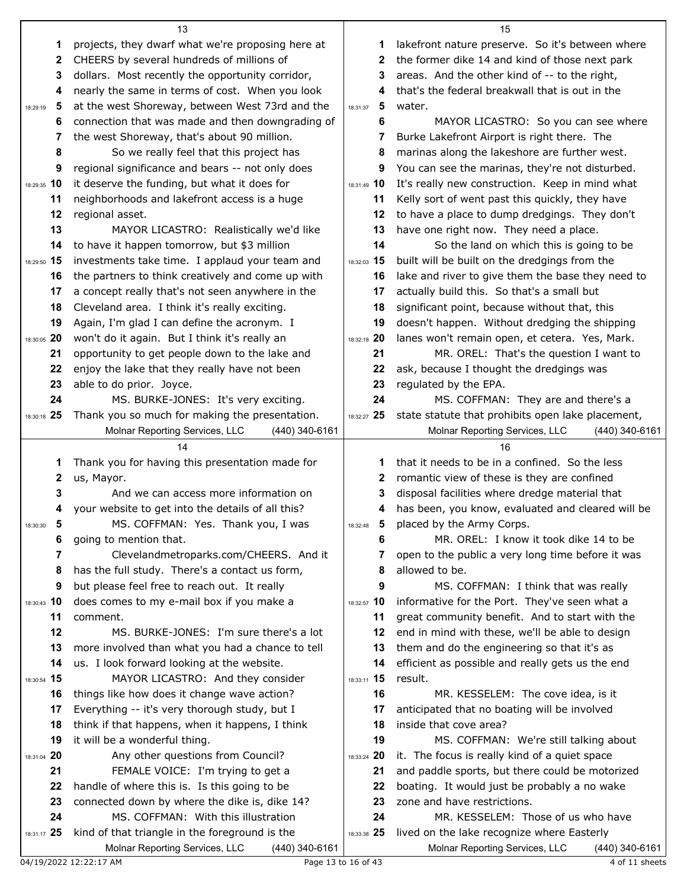projects, they dwarf what we're proposing here at CHEERS by several hundreds of millions of dollars. Most recently the opportunity corridor, nearly the same in terms of cost. When you look at the west Shoreway, between West 73rd and the connection that was made and then downgrading of the west Shoreway, that's about 90 million.

So we really feel that this project has regional significance and bears -- not only does it deserve the funding, but what it does for neighborhoods and lakefront access is a huge regional asset.

MAYOR LICASTRO: Realistically we'd like to have it happen tomorrow, but $3 million investments take time. I applaud your team and the partners to think creatively and come up with a concept really that's not seen anywhere in the Cleveland area. I think it's really exciting. Again, I'm glad I can define the acronym. I won't do it again. But I think it's really an opportunity to get people down to the lake and enjoy the lake that they really have not been able to do prior. Joyce.

MS. BURKE-JONES: It's very exciting. Thank you so much for making the presentation. Thank you for having this presentation made for us, Mayor.

And we can access more information on your website to get into the details of all this?

MS. COFFMAN: Yes. Thank you, I was going to mention that.

Clevelandmetroparks.com/CHEERS. And it has the full study. There's a contact us form, but please feel free to reach out. It really does comes to my e-mail box if you make a comment.

MS. BURKE-JONES: I'm sure there's a lot more involved than what you had a chance to tell us. I look forward looking at the website.

MAYOR LICASTRO: And they consider things like how does it change wave action? Everything -- it's very thorough study, but I think if that happens, when it happens, I think it will be a wonderful thing.

Any other questions from Council?

FEMALE VOICE: I'm trying to get a handle of where this is. Is this going to be connected down by where the dike is, dike 14?

MS. COFFMAN: With this illustration kind of that triangle in the foreground is the lakefront nature preserve. So it's between where the former dike 14 and kind of those next park areas. And the other kind of -- to the right, that's the federal breakwall that is out in the water.

MAYOR LICASTRO: So you can see where Burke Lakefront Airport is right there. The marinas along the lakeshore are further west. You can see the marinas, they're not disturbed. It's really new construction. Keep in mind what Kelly sort of went past this quickly, they have to have a place to dump dredgings. They don't have one right now. They need a place.

So the land on which this is going to be built will be built on the dredgings from the lake and river to give them the base they need to actually build this. So that's a small but significant point, because without that, this doesn't happen. Without dredging the shipping lanes won't remain open, et cetera. Yes, Mark.

MR. OREL: That's the question I want to ask, because I thought the dredgings was regulated by the EPA.

MS. COFFMAN: They are and there's a state statute that prohibits open lake placement, that it needs to be in a confined. So the less romantic view of these is they are confined disposal facilities where dredge material that has been, you know, evaluated and cleared will be placed by the Army Corps.

MR. OREL: I know it took dike 14 to be open to the public a very long time before it was allowed to be.

MS. COFFMAN: I think that was really informative for the Port. They've seen what a great community benefit. And to start with the end in mind with these, we'll be able to design them and do the engineering so that it's as efficient as possible and really gets us the end result.

MR. KESSELEM: The cove idea, is it anticipated that no boating will be involved inside that cove area?

MS. COFFMAN: We're still talking about it. The focus is really kind of a quiet space and paddle sports, but there could be motorized boating. It would just be probably a no wake zone and have restrictions.

MR. KESSELEM: Those of us who have lived on the lake recognize where Easterly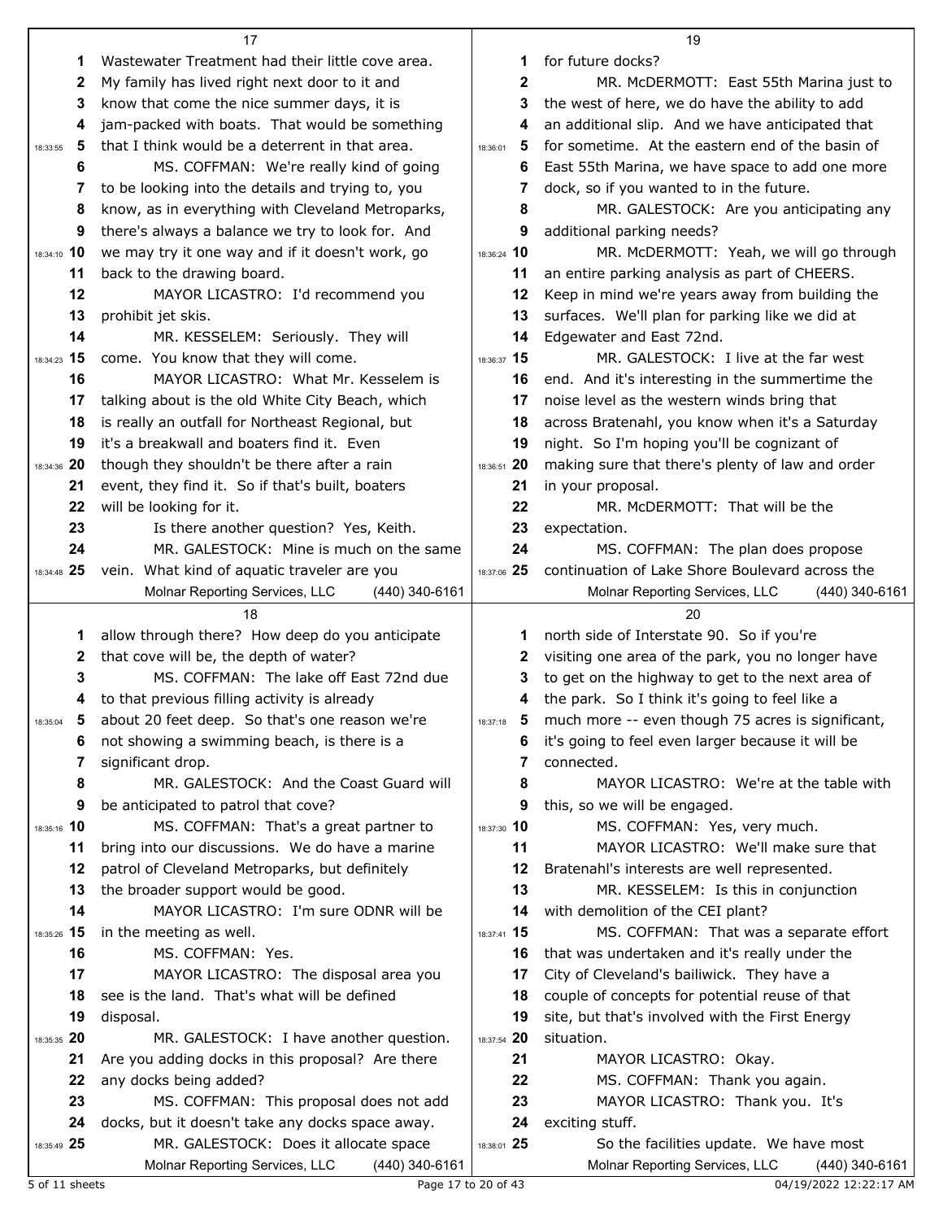Wastewater Treatment had their little cove area. My family has lived right next door to it and know that come the nice summer days, it is jam-packed with boats. That would be something that I think would be a deterrent in that area.

MS. COFFMAN: We're really kind of going to be looking into the details and trying to, you know, as in everything with Cleveland Metroparks, there's always a balance we try to look for. And we may try it one way and if it doesn't work, go back to the drawing board.

MAYOR LICASTRO: I'd recommend you prohibit jet skis.

MR. KESSELEM: Seriously. They will come. You know that they will come.

MAYOR LICASTRO: What Mr. Kesselem is talking about is the old White City Beach, which is really an outfall for Northeast Regional, but it's a breakwall and boaters find it. Even though they shouldn't be there after a rain event, they find it. So if that's built, boaters will be looking for it.

Is there another question? Yes, Keith.

MR. GALESTOCK: Mine is much on the same vein. What kind of aquatic traveler are you allow through there? How deep do you anticipate that cove will be, the depth of water?

MS. COFFMAN: The lake off East 72nd due to that previous filling activity is already about 20 feet deep. So that's one reason we're not showing a swimming beach, is there is a significant drop.

MR. GALESTOCK: And the Coast Guard will be anticipated to patrol that cove?

MS. COFFMAN: That's a great partner to bring into our discussions. We do have a marine patrol of Cleveland Metroparks, but definitely the broader support would be good.

MAYOR LICASTRO: I'm sure ODNR will be in the meeting as well.

MS. COFFMAN: Yes.

MAYOR LICASTRO: The disposal area you see is the land. That's what will be defined disposal.

MR. GALESTOCK: I have another question. Are you adding docks in this proposal? Are there any docks being added?

MS. COFFMAN: This proposal does not add docks, but it doesn't take any docks space away.

MR. GALESTOCK: Does it allocate space for future docks?

MR. McDERMOTT: East 55th Marina just to the west of here, we do have the ability to add an additional slip. And we have anticipated that for sometime. At the eastern end of the basin of East 55th Marina, we have space to add one more dock, so if you wanted to in the future.

MR. GALESTOCK: Are you anticipating any additional parking needs?

MR. McDERMOTT: Yeah, we will go through an entire parking analysis as part of CHEERS. Keep in mind we're years away from building the surfaces. We'll plan for parking like we did at Edgewater and East 72nd.

MR. GALESTOCK: I live at the far west end. And it's interesting in the summertime the noise level as the western winds bring that across Bratenahl, you know when it's a Saturday night. So I'm hoping you'll be cognizant of making sure that there's plenty of law and order in your proposal.

MR. McDERMOTT: That will be the expectation.

MS. COFFMAN: The plan does propose continuation of Lake Shore Boulevard across the north side of Interstate 90. So if you're visiting one area of the park, you no longer have to get on the highway to get to the next area of the park. So I think it's going to feel like a much more -- even though 75 acres is significant, it's going to feel even larger because it will be connected.

MAYOR LICASTRO: We're at the table with this, so we will be engaged.

MS. COFFMAN: Yes, very much.

MAYOR LICASTRO: We'll make sure that Bratenahl's interests are well represented.

MR. KESSELEM: Is this in conjunction with demolition of the CEI plant?

MS. COFFMAN: That was a separate effort that was undertaken and it's really under the City of Cleveland's bailiwick. They have a couple of concepts for potential reuse of that site, but that's involved with the First Energy situation.

MAYOR LICASTRO: Okay.

MS. COFFMAN: Thank you again.

MAYOR LICASTRO: Thank you. It's exciting stuff.

So the facilities update. We have most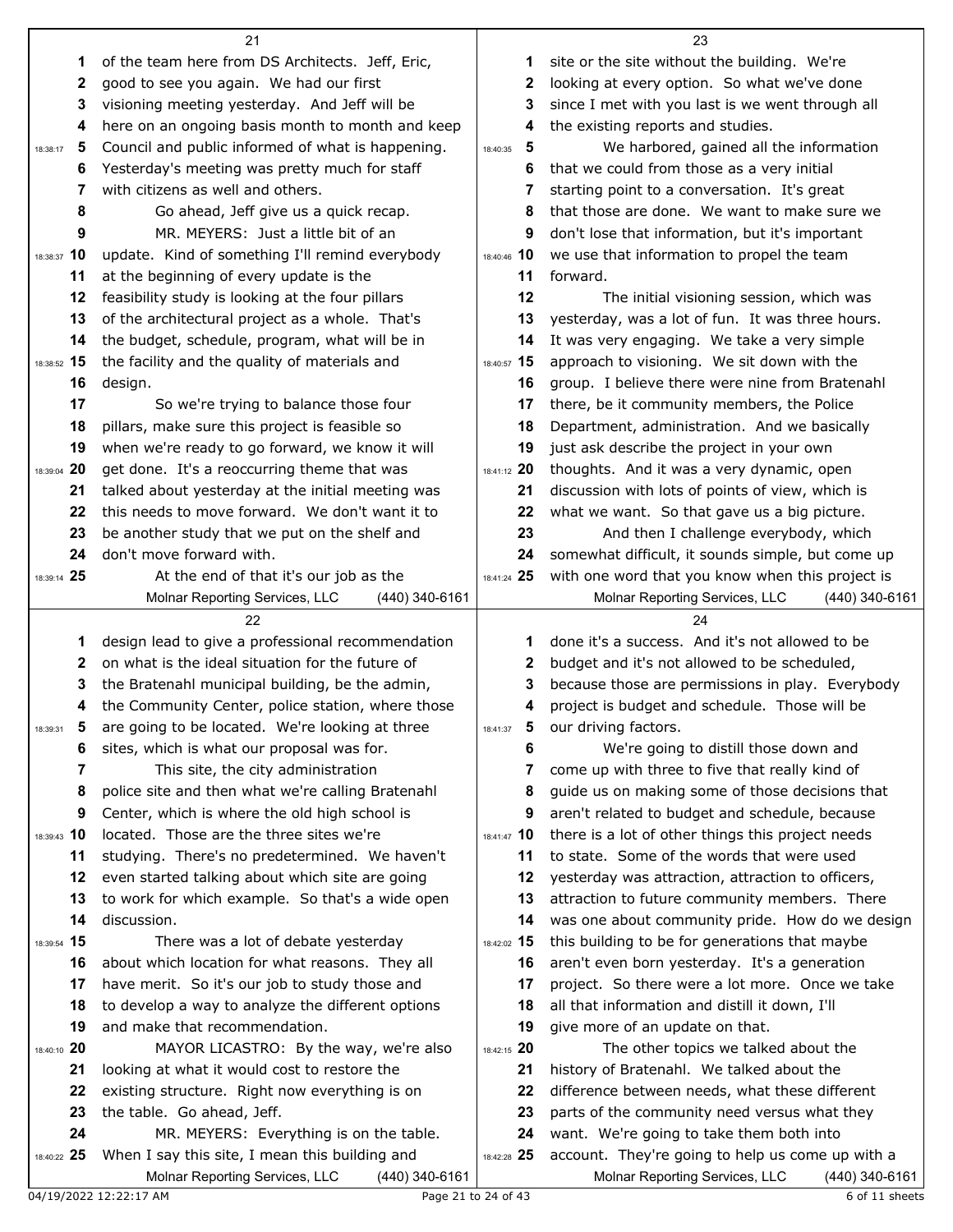of the team here from DS Architects. Jeff, Eric, good to see you again. We had our first visioning meeting yesterday. And Jeff will be here on an ongoing basis month to month and keep Council and public informed of what is happening. Yesterday's meeting was pretty much for staff with citizens as well and others.

Go ahead, Jeff give us a quick recap.

MR. MEYERS: Just a little bit of an update. Kind of something I'll remind everybody at the beginning of every update is the feasibility study is looking at the four pillars of the architectural project as a whole. That's the budget, schedule, program, what will be in the facility and the quality of materials and design.

So we're trying to balance those four pillars, make sure this project is feasible so when we're ready to go forward, we know it will get done. It's a reoccurring theme that was talked about yesterday at the initial meeting was this needs to move forward. We don't want it to be another study that we put on the shelf and don't move forward with.

At the end of that it's our job as the design lead to give a professional recommendation on what is the ideal situation for the future of the Bratenahl municipal building, be the admin, the Community Center, police station, where those are going to be located. We're looking at three sites, which is what our proposal was for.

This site, the city administration police site and then what we're calling Bratenahl Center, which is where the old high school is located. Those are the three sites we're studying. There's no predetermined. We haven't even started talking about which site are going to work for which example. So that's a wide open discussion.

There was a lot of debate yesterday about which location for what reasons. They all have merit. So it's our job to study those and to develop a way to analyze the different options and make that recommendation.

MAYOR LICASTRO: By the way, we're also looking at what it would cost to restore the existing structure. Right now everything is on the table. Go ahead, Jeff.

MR. MEYERS: Everything is on the table. When I say this site, I mean this building and site or the site without the building. We're looking at every option. So what we've done since I met with you last is we went through all the existing reports and studies.

We harbored, gained all the information that we could from those as a very initial starting point to a conversation. It's great that those are done. We want to make sure we don't lose that information, but it's important we use that information to propel the team forward.

The initial visioning session, which was yesterday, was a lot of fun. It was three hours. It was very engaging. We take a very simple approach to visioning. We sit down with the group. I believe there were nine from Bratenahl there, be it community members, the Police Department, administration. And we basically just ask describe the project in your own thoughts. And it was a very dynamic, open discussion with lots of points of view, which is what we want. So that gave us a big picture.

And then I challenge everybody, which somewhat difficult, it sounds simple, but come up with one word that you know when this project is done it's a success. And it's not allowed to be budget and it's not allowed to be scheduled, because those are permissions in play. Everybody project is budget and schedule. Those will be our driving factors.

We're going to distill those down and come up with three to five that really kind of guide us on making some of those decisions that aren't related to budget and schedule, because there is a lot of other things this project needs to state. Some of the words that were used yesterday was attraction, attraction to officers, attraction to future community members. There was one about community pride. How do we design this building to be for generations that maybe aren't even born yesterday. It's a generation project. So there were a lot more. Once we take all that information and distill it down, I'll give more of an update on that.

The other topics we talked about the history of Bratenahl. We talked about the difference between needs, what these different parts of the community need versus what they want. We're going to take them both into account. They're going to help us come up with a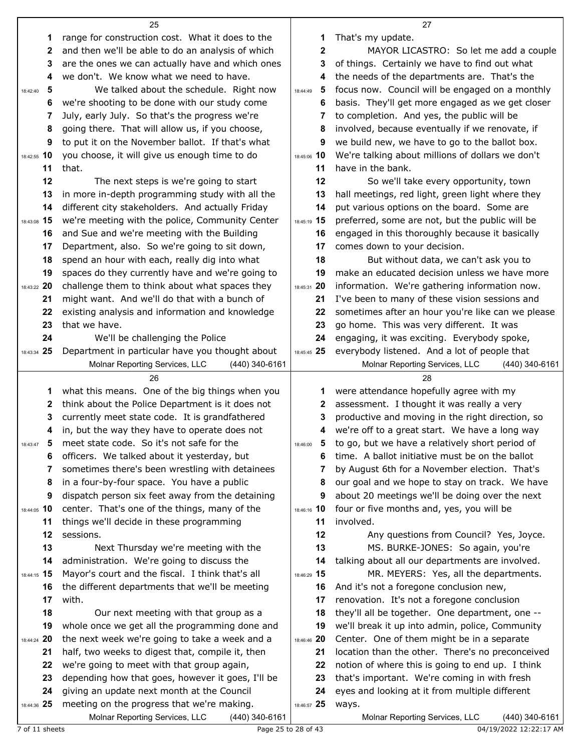range for construction cost. What it does to the and then we'll be able to do an analysis of which are the ones we can actually have and which ones we don't. We know what we need to have.

We talked about the schedule. Right now we're shooting to be done with our study come July, early July. So that's the progress we're going there. That will allow us, if you choose, to put it on the November ballot. If that's what you choose, it will give us enough time to do that.

The next steps is we're going to start in more in-depth programming study with all the different city stakeholders. And actually Friday we're meeting with the police, Community Center and Sue and we're meeting with the Building Department, also. So we're going to sit down, spend an hour with each, really dig into what spaces do they currently have and we're going to challenge them to think about what spaces they might want. And we'll do that with a bunch of existing analysis and information and knowledge that we have.

We'll be challenging the Police Department in particular have you thought about what this means. One of the big things when you think about the Police Department is it does not currently meet state code. It is grandfathered in, but the way they have to operate does not meet state code. So it's not safe for the officers. We talked about it yesterday, but sometimes there's been wrestling with detainees in a four-by-four space. You have a public dispatch person six feet away from the detaining center. That's one of the things, many of the things we'll decide in these programming sessions.

Next Thursday we're meeting with the administration. We're going to discuss the Mayor's court and the fiscal. I think that's all the different departments that we'll be meeting with.

Our next meeting with that group as a whole once we get all the programming done and the next week we're going to take a week and a half, two weeks to digest that, compile it, then we're going to meet with that group again, depending how that goes, however it goes, I'll be giving an update next month at the Council meeting on the progress that we're making.

That's my update.

MAYOR LICASTRO: So let me add a couple of things. Certainly we have to find out what the needs of the departments are. That's the focus now. Council will be engaged on a monthly basis. They'll get more engaged as we get closer to completion. And yes, the public will be involved, because eventually if we renovate, if we build new, we have to go to the ballot box. We're talking about millions of dollars we don't have in the bank.

So we'll take every opportunity, town hall meetings, red light, green light where they put various options on the board. Some are preferred, some are not, but the public will be engaged in this thoroughly because it basically comes down to your decision.

But without data, we can't ask you to make an educated decision unless we have more information. We're gathering information now. I've been to many of these vision sessions and sometimes after an hour you're like can we please go home. This was very different. It was engaging, it was exciting. Everybody spoke, everybody listened. And a lot of people that were attendance hopefully agree with my assessment. I thought it was really a very productive and moving in the right direction, so we're off to a great start. We have a long way to go, but we have a relatively short period of time. A ballot initiative must be on the ballot by August 6th for a November election. That's our goal and we hope to stay on track. We have about 20 meetings we'll be doing over the next four or five months and, yes, you will be involved.

Any questions from Council? Yes, Joyce.

MS. BURKE-JONES: So again, you're talking about all our departments are involved.

MR. MEYERS: Yes, all the departments. And it's not a foregone conclusion new, renovation. It's not a foregone conclusion they'll all be together. One department, one -- we'll break it up into admin, police, Community Center. One of them might be in a separate location than the other. There's no preconceived notion of where this is going to end up. I think that's important. We're coming in with fresh eyes and looking at it from multiple different ways.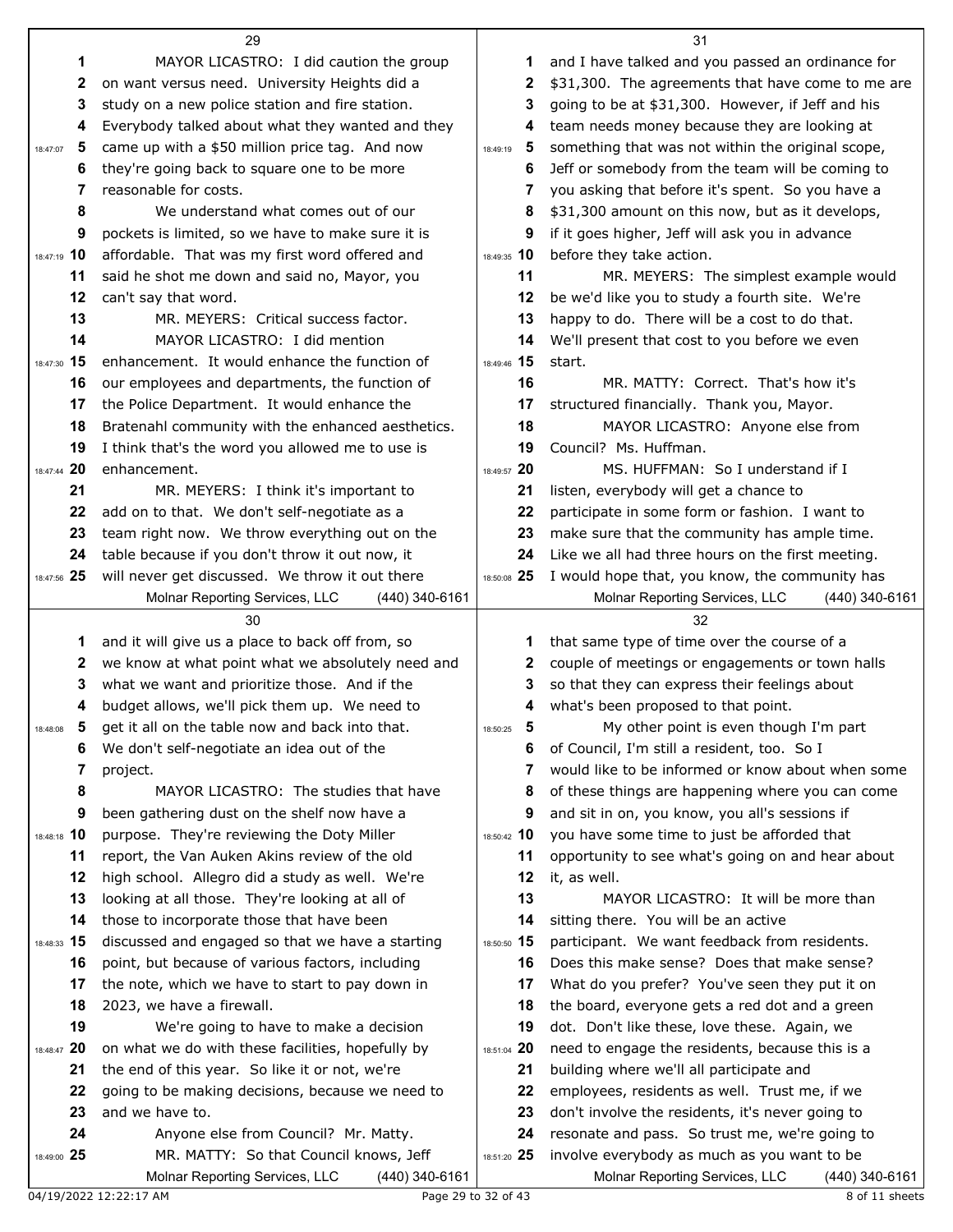MAYOR LICASTRO: I did caution the group on want versus need. University Heights did a study on a new police station and fire station. Everybody talked about what they wanted and they came up with a $50 million price tag. And now they're going back to square one to be more reasonable for costs.

We understand what comes out of our pockets is limited, so we have to make sure it is affordable. That was my first word offered and said he shot me down and said no, Mayor, you can't say that word.

MR. MEYERS: Critical success factor.

MAYOR LICASTRO: I did mention enhancement. It would enhance the function of our employees and departments, the function of the Police Department. It would enhance the Bratenahl community with the enhanced aesthetics. I think that's the word you allowed me to use is enhancement.

MR. MEYERS: I think it's important to add on to that. We don't self-negotiate as a team right now. We throw everything out on the table because if you don't throw it out now, it will never get discussed. We throw it out there and it will give us a place to back off from, so we know at what point what we absolutely need and what we want and prioritize those. And if the budget allows, we'll pick them up. We need to get it all on the table now and back into that. We don't self-negotiate an idea out of the project.

MAYOR LICASTRO: The studies that have been gathering dust on the shelf now have a purpose. They're reviewing the Doty Miller report, the Van Auken Akins review of the old high school. Allegro did a study as well. We're looking at all those. They're looking at all of those to incorporate those that have been discussed and engaged so that we have a starting point, but because of various factors, including the note, which we have to start to pay down in 2023, we have a firewall.

We're going to have to make a decision on what we do with these facilities, hopefully by the end of this year. So like it or not, we're going to be making decisions, because we need to and we have to.

Anyone else from Council? Mr. Matty.

MR. MATTY: So that Council knows, Jeff and I have talked and you passed an ordinance for $31,300. The agreements that have come to me are going to be at $31,300. However, if Jeff and his team needs money because they are looking at something that was not within the original scope, Jeff or somebody from the team will be coming to you asking that before it's spent. So you have a $31,300 amount on this now, but as it develops, if it goes higher, Jeff will ask you in advance before they take action.

MR. MEYERS: The simplest example would be we'd like you to study a fourth site. We're happy to do. There will be a cost to do that. We'll present that cost to you before we even start.

MR. MATTY: Correct. That's how it's structured financially. Thank you, Mayor.

MAYOR LICASTRO: Anyone else from Council? Ms. Huffman.

MS. HUFFMAN: So I understand if I listen, everybody will get a chance to participate in some form or fashion. I want to make sure that the community has ample time. Like we all had three hours on the first meeting. I would hope that, you know, the community has that same type of time over the course of a couple of meetings or engagements or town halls so that they can express their feelings about what's been proposed to that point.

My other point is even though I'm part of Council, I'm still a resident, too. So I would like to be informed or know about when some of these things are happening where you can come and sit in on, you know, you all's sessions if you have some time to just be afforded that opportunity to see what's going on and hear about it, as well.

MAYOR LICASTRO: It will be more than sitting there. You will be an active participant. We want feedback from residents. Does this make sense? Does that make sense? What do you prefer? You've seen they put it on the board, everyone gets a red dot and a green dot. Don't like these, love these. Again, we need to engage the residents, because this is a building where we'll all participate and employees, residents as well. Trust me, if we don't involve the residents, it's never going to resonate and pass. So trust me, we're going to involve everybody as much as you want to be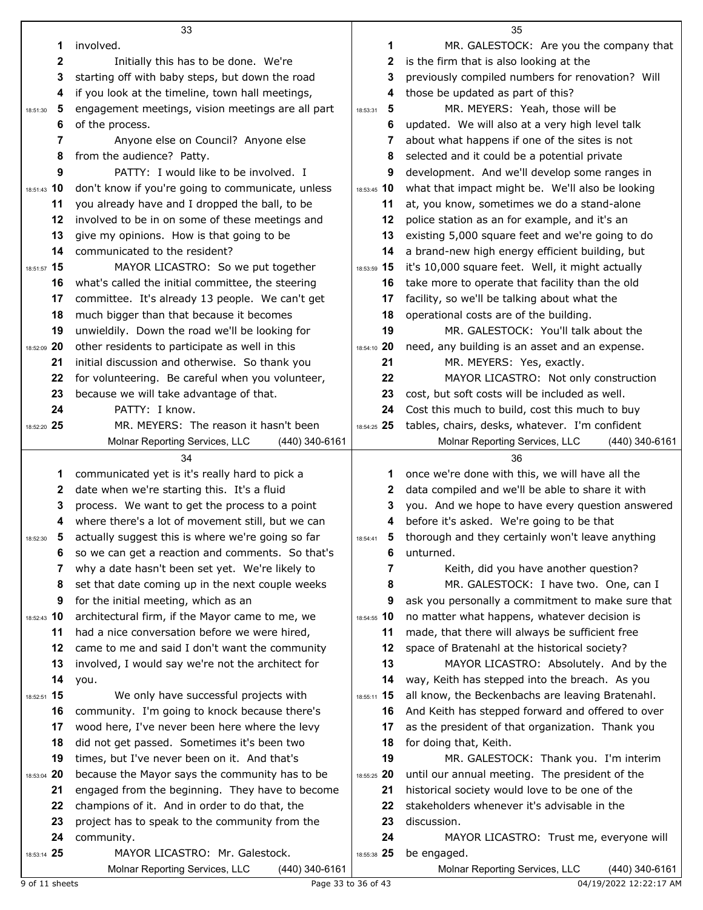involved.

Initially this has to be done. We're starting off with baby steps, but down the road if you look at the timeline, town hall meetings, engagement meetings, vision meetings are all part of the process.

Anyone else on Council? Anyone else from the audience? Patty.

PATTY: I would like to be involved. I don't know if you're going to communicate, unless you already have and I dropped the ball, to be involved to be in on some of these meetings and give my opinions. How is that going to be communicated to the resident?

MAYOR LICASTRO: So we put together what's called the initial committee, the steering committee. It's already 13 people. We can't get much bigger than that because it becomes unwieldily. Down the road we'll be looking for other residents to participate as well in this initial discussion and otherwise. So thank you for volunteering. Be careful when you volunteer, because we will take advantage of that.

PATTY: I know.

MR. MEYERS: The reason it hasn't been communicated yet is it's really hard to pick a date when we're starting this. It's a fluid process. We want to get the process to a point where there's a lot of movement still, but we can actually suggest this is where we're going so far so we can get a reaction and comments. So that's why a date hasn't been set yet. We're likely to set that date coming up in the next couple weeks for the initial meeting, which as an architectural firm, if the Mayor came to me, we had a nice conversation before we were hired, came to me and said I don't want the community involved, I would say we're not the architect for you.

We only have successful projects with community. I'm going to knock because there's wood here, I've never been here where the levy did not get passed. Sometimes it's been two times, but I've never been on it. And that's because the Mayor says the community has to be engaged from the beginning. They have to become champions of it. And in order to do that, the project has to speak to the community from the community.

MAYOR LICASTRO: Mr. Galestock.

MR. GALESTOCK: Are you the company that is the firm that is also looking at the previously compiled numbers for renovation? Will those be updated as part of this?

MR. MEYERS: Yeah, those will be updated. We will also at a very high level talk about what happens if one of the sites is not selected and it could be a potential private development. And we'll develop some ranges in what that impact might be. We'll also be looking at, you know, sometimes we do a stand-alone police station as an for example, and it's an existing 5,000 square feet and we're going to do a brand-new high energy efficient building, but it's 10,000 square feet. Well, it might actually take more to operate that facility than the old facility, so we'll be talking about what the operational costs are of the building.

MR. GALESTOCK: You'll talk about the need, any building is an asset and an expense.

MR. MEYERS: Yes, exactly.

MAYOR LICASTRO: Not only construction cost, but soft costs will be included as well. Cost this much to build, cost this much to buy tables, chairs, desks, whatever. I'm confident once we're done with this, we will have all the data compiled and we'll be able to share it with you. And we hope to have every question answered before it's asked. We're going to be that thorough and they certainly won't leave anything unturned.

Keith, did you have another question?

MR. GALESTOCK: I have two. One, can I ask you personally a commitment to make sure that no matter what happens, whatever decision is made, that there will always be sufficient free space of Bratenahl at the historical society?

MAYOR LICASTRO: Absolutely. And by the way, Keith has stepped into the breach. As you all know, the Beckenbachs are leaving Bratenahl. And Keith has stepped forward and offered to over as the president of that organization. Thank you for doing that, Keith.

MR. GALESTOCK: Thank you. I'm interim until our annual meeting. The president of the historical society would love to be one of the stakeholders whenever it's advisable in the discussion.

MAYOR LICASTRO: Trust me, everyone will be engaged.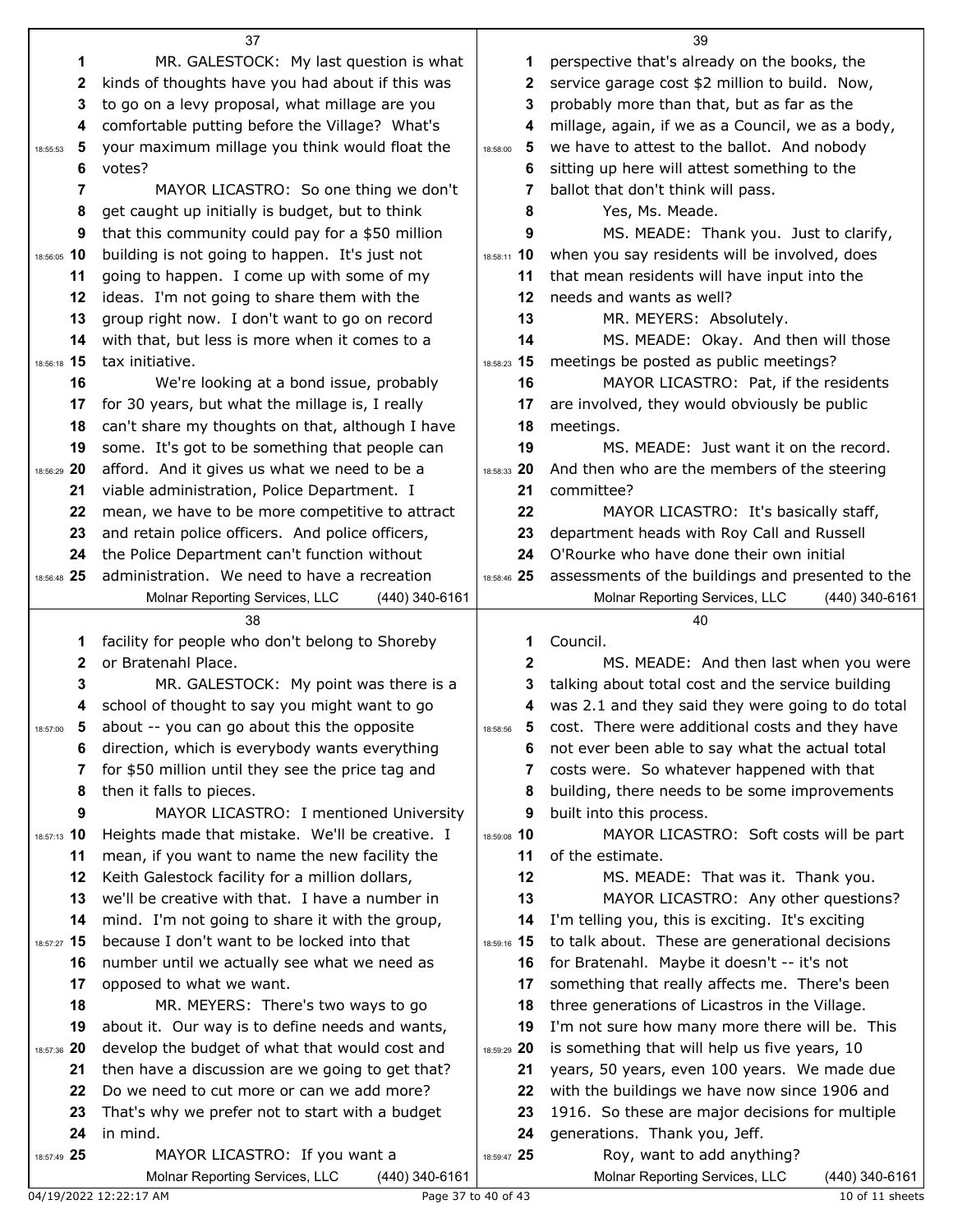MR. GALESTOCK: My last question is what kinds of thoughts have you had about if this was to go on a levy proposal, what millage are you comfortable putting before the Village? What's your maximum millage you think would float the votes?

MAYOR LICASTRO: So one thing we don't get caught up initially is budget, but to think that this community could pay for a $50 million building is not going to happen. It's just not going to happen. I come up with some of my ideas. I'm not going to share them with the group right now. I don't want to go on record with that, but less is more when it comes to a tax initiative.

We're looking at a bond issue, probably for 30 years, but what the millage is, I really can't share my thoughts on that, although I have some. It's got to be something that people can afford. And it gives us what we need to be a viable administration, Police Department. I mean, we have to be more competitive to attract and retain police officers. And police officers, the Police Department can't function without administration. We need to have a recreation facility for people who don't belong to Shoreby or Bratenahl Place.

MR. GALESTOCK: My point was there is a school of thought to say you might want to go about -- you can go about this the opposite direction, which is everybody wants everything for $50 million until they see the price tag and then it falls to pieces.

MAYOR LICASTRO: I mentioned University Heights made that mistake. We'll be creative. I mean, if you want to name the new facility the Keith Galestock facility for a million dollars, we'll be creative with that. I have a number in mind. I'm not going to share it with the group, because I don't want to be locked into that number until we actually see what we need as opposed to what we want.

MR. MEYERS: There's two ways to go about it. Our way is to define needs and wants, develop the budget of what that would cost and then have a discussion are we going to get that? Do we need to cut more or can we add more? That's why we prefer not to start with a budget in mind.

MAYOR LICASTRO: If you want a perspective that's already on the books, the service garage cost $2 million to build. Now, probably more than that, but as far as the millage, again, if we as a Council, we as a body, we have to attest to the ballot. And nobody sitting up here will attest something to the ballot that don't think will pass.

Yes, Ms. Meade.

MS. MEADE: Thank you. Just to clarify, when you say residents will be involved, does that mean residents will have input into the needs and wants as well?

MR. MEYERS: Absolutely.

MS. MEADE: Okay. And then will those meetings be posted as public meetings?

MAYOR LICASTRO: Pat, if the residents are involved, they would obviously be public meetings.

MS. MEADE: Just want it on the record. And then who are the members of the steering committee?

MAYOR LICASTRO: It's basically staff, department heads with Roy Call and Russell O'Rourke who have done their own initial assessments of the buildings and presented to the Council.

MS. MEADE: And then last when you were talking about total cost and the service building was 2.1 and they said they were going to do total cost. There were additional costs and they have not ever been able to say what the actual total costs were. So whatever happened with that building, there needs to be some improvements built into this process.

MAYOR LICASTRO: Soft costs will be part of the estimate.

MS. MEADE: That was it. Thank you.

MAYOR LICASTRO: Any other questions? I'm telling you, this is exciting. It's exciting to talk about. These are generational decisions for Bratenahl. Maybe it doesn't -- it's not something that really affects me. There's been three generations of Licastros in the Village. I'm not sure how many more there will be. This is something that will help us five years, 10 years, 50 years, even 100 years. We made due with the buildings we have now since 1906 and 1916. So these are major decisions for multiple generations. Thank you, Jeff.

Roy, want to add anything?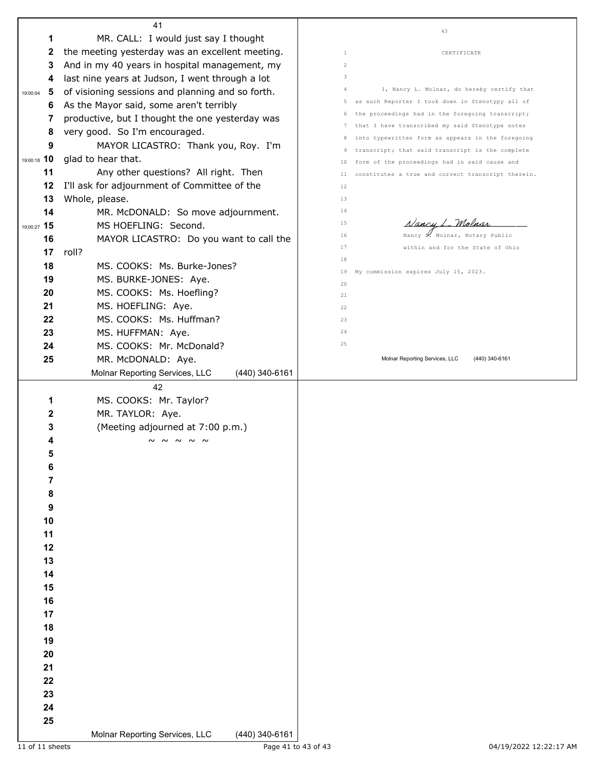MR. CALL: I would just say I thought the meeting yesterday was an excellent meeting. And in my 40 years in hospital management, my last nine years at Judson, I went through a lot of visioning sessions and planning and so forth. As the Mayor said, some aren't terribly productive, but I thought the one yesterday was very good. So I'm encouraged.

MAYOR LICASTRO: Thank you, Roy. I'm glad to hear that.

Any other questions? All right. Then I'll ask for adjournment of Committee of the Whole, please.

MR. McDONALD: So move adjournment.

MS HOEFLING: Second.

MAYOR LICASTRO: Do you want to call the roll?

MS. COOKS: Ms. Burke-Jones?

MS. BURKE-JONES: Aye.

MS. COOKS: Ms. Hoefling?

MS. HOEFLING: Aye.

MS. COOKS: Ms. Huffman?

MS. HUFFMAN: Aye.

MS. COOKS: Mr. McDonald?

MR. McDONALD: Aye.

MS. COOKS: Mr. Taylor?

MR. TAYLOR: Aye.

(Meeting adjourned at 7:00 p.m.)

~ ~ ~ ~ ~

CERTIFICATE

I, Nancy L. Molnar, do hereby certify that as such Reporter I took down in Stenotypy all of the proceedings had in the foregoing transcript; that I have transcribed my said Stenotype notes into typewritten form as appears in the foregoing transcript; that said transcript is the complete form of the proceedings had in said cause and constitutes a true and correct transcript therein.

*Nancy L. Molnar*

Nancy L. Molnar, Notary Public
within and for the State of Ohio

My commission expires July 15, 2023.